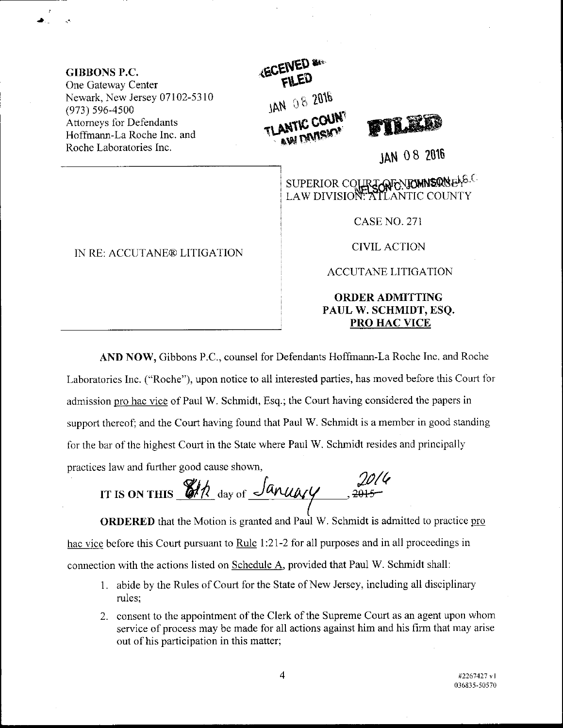**GIBBONS P.C.**
One Gateway Center
Newark, New Jersey 07102-5310
(973) 596-4500
Attorneys for Defendants
Hoffmann-La Roche Inc. and
Roche Laboratories Inc.

RECEIVED and FILED
JAN 08 2016
ATLANTIC COUNTY
LAW DIVISION

FILED
JAN 08 2016
NELSON C. JOHNSON, J.S.C.

IN RE: ACCUTANE® LITIGATION

SUPERIOR COURT OF NEW JERSEY
LAW DIVISION: ATLANTIC COUNTY

CASE NO. 271

CIVIL ACTION

ACCUTANE LITIGATION

**ORDER ADMITTING PAUL W. SCHMIDT, ESQ. PRO HAC VICE**

**AND NOW,** Gibbons P.C., counsel for Defendants Hoffmann-La Roche Inc. and Roche Laboratories Inc. ("Roche"), upon notice to all interested parties, has moved before this Court for admission pro hac vice of Paul W. Schmidt, Esq.; the Court having considered the papers in support thereof; and the Court having found that Paul W. Schmidt is a member in good standing for the bar of the highest Court in the State where Paul W. Schmidt resides and principally practices law and further good cause shown,

**IT IS ON THIS** 8th day of January, ~~2015~~ 2016

**ORDERED** that the Motion is granted and Paul W. Schmidt is admitted to practice pro hac vice before this Court pursuant to Rule 1:21-2 for all purposes and in all proceedings in connection with the actions listed on Schedule A, provided that Paul W. Schmidt shall:

1. abide by the Rules of Court for the State of New Jersey, including all disciplinary rules;
2. consent to the appointment of the Clerk of the Supreme Court as an agent upon whom service of process may be made for all actions against him and his firm that may arise out of his participation in this matter;

#2267427 v1
036835-50570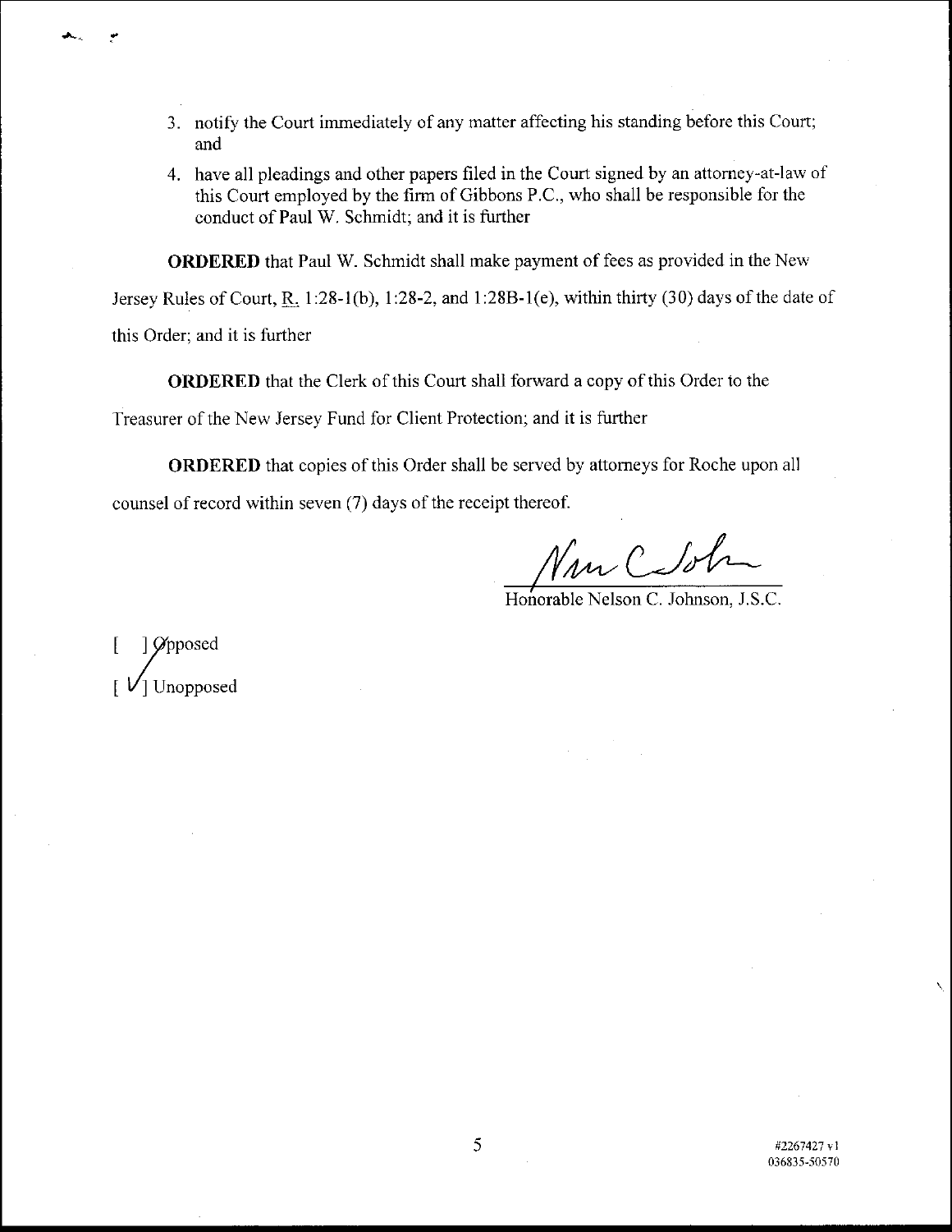3. notify the Court immediately of any matter affecting his standing before this Court; and

4. have all pleadings and other papers filed in the Court signed by an attorney-at-law of this Court employed by the firm of Gibbons P.C., who shall be responsible for the conduct of Paul W. Schmidt; and it is further

**ORDERED** that Paul W. Schmidt shall make payment of fees as provided in the New Jersey Rules of Court, R. 1:28-1(b), 1:28-2, and 1:28B-1(e), within thirty (30) days of the date of this Order; and it is further

**ORDERED** that the Clerk of this Court shall forward a copy of this Order to the Treasurer of the New Jersey Fund for Client Protection; and it is further

**ORDERED** that copies of this Order shall be served by attorneys for Roche upon all counsel of record within seven (7) days of the receipt thereof.

Honorable Nelson C. Johnson, J.S.C.

[ ] Opposed

[✓] Unopposed

#2267427 v1
036835-50570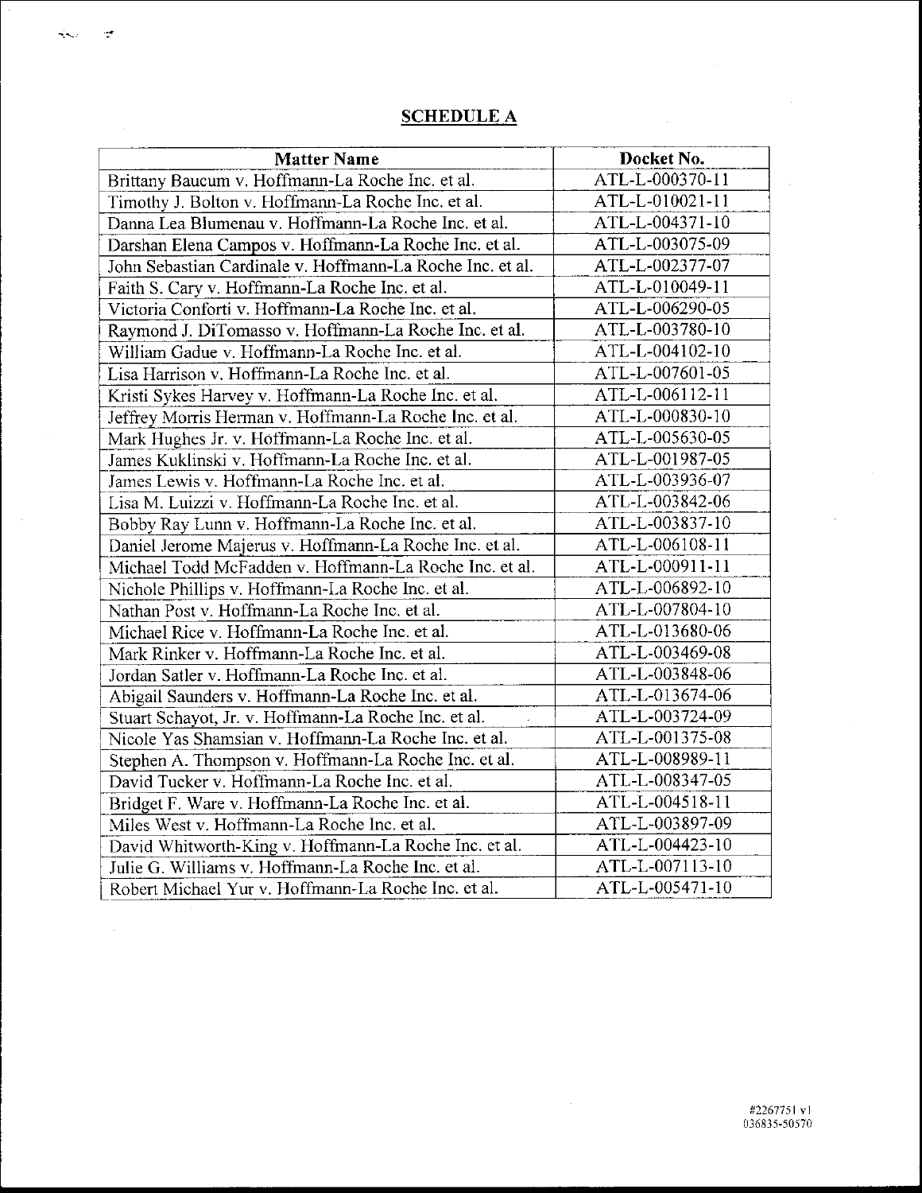## SCHEDULE A

| Matter Name | Docket No. |
|---|---|
| Brittany Baucum v. Hoffmann-La Roche Inc. et al. | ATL-L-000370-11 |
| Timothy J. Bolton v. Hoffmann-La Roche Inc. et al. | ATL-L-010021-11 |
| Danna Lea Blumenau v. Hoffmann-La Roche Inc. et al. | ATL-L-004371-10 |
| Darshan Elena Campos v. Hoffmann-La Roche Inc. et al. | ATL-L-003075-09 |
| John Sebastian Cardinale v. Hoffmann-La Roche Inc. et al. | ATL-L-002377-07 |
| Faith S. Cary v. Hoffmann-La Roche Inc. et al. | ATL-L-010049-11 |
| Victoria Conforti v. Hoffmann-La Roche Inc. et al. | ATL-L-006290-05 |
| Raymond J. DiTomasso v. Hoffmann-La Roche Inc. et al. | ATL-L-003780-10 |
| William Gadue v. Hoffmann-La Roche Inc. et al. | ATL-L-004102-10 |
| Lisa Harrison v. Hoffmann-La Roche Inc. et al. | ATL-L-007601-05 |
| Kristi Sykes Harvey v. Hoffmann-La Roche Inc. et al. | ATL-L-006112-11 |
| Jeffrey Morris Herman v. Hoffmann-La Roche Inc. et al. | ATL-L-000830-10 |
| Mark Hughes Jr. v. Hoffmann-La Roche Inc. et al. | ATL-L-005630-05 |
| James Kuklinski v. Hoffmann-La Roche Inc. et al. | ATL-L-001987-05 |
| James Lewis v. Hoffmann-La Roche Inc. et al. | ATL-L-003936-07 |
| Lisa M. Luizzi v. Hoffmann-La Roche Inc. et al. | ATL-L-003842-06 |
| Bobby Ray Lunn v. Hoffmann-La Roche Inc. et al. | ATL-L-003837-10 |
| Daniel Jerome Majerus v. Hoffmann-La Roche Inc. et al. | ATL-L-006108-11 |
| Michael Todd McFadden v. Hoffmann-La Roche Inc. et al. | ATL-L-000911-11 |
| Nichole Phillips v. Hoffmann-La Roche Inc. et al. | ATL-L-006892-10 |
| Nathan Post v. Hoffmann-La Roche Inc. et al. | ATL-L-007804-10 |
| Michael Rice v. Hoffmann-La Roche Inc. et al. | ATL-L-013680-06 |
| Mark Rinker v. Hoffmann-La Roche Inc. et al. | ATL-L-003469-08 |
| Jordan Satler v. Hoffmann-La Roche Inc. et al. | ATL-L-003848-06 |
| Abigail Saunders v. Hoffmann-La Roche Inc. et al. | ATL-L-013674-06 |
| Stuart Schayot, Jr. v. Hoffmann-La Roche Inc. et al. | ATL-L-003724-09 |
| Nicole Yas Shamsian v. Hoffmann-La Roche Inc. et al. | ATL-L-001375-08 |
| Stephen A. Thompson v. Hoffmann-La Roche Inc. et al. | ATL-L-008989-11 |
| David Tucker v. Hoffmann-La Roche Inc. et al. | ATL-L-008347-05 |
| Bridget F. Ware v. Hoffmann-La Roche Inc. et al. | ATL-L-004518-11 |
| Miles West v. Hoffmann-La Roche Inc. et al. | ATL-L-003897-09 |
| David Whitworth-King v. Hoffmann-La Roche Inc. et al. | ATL-L-004423-10 |
| Julie G. Williams v. Hoffmann-La Roche Inc. et al. | ATL-L-007113-10 |
| Robert Michael Yur v. Hoffmann-La Roche Inc. et al. | ATL-L-005471-10 |

#2267751 v1
036835-50570